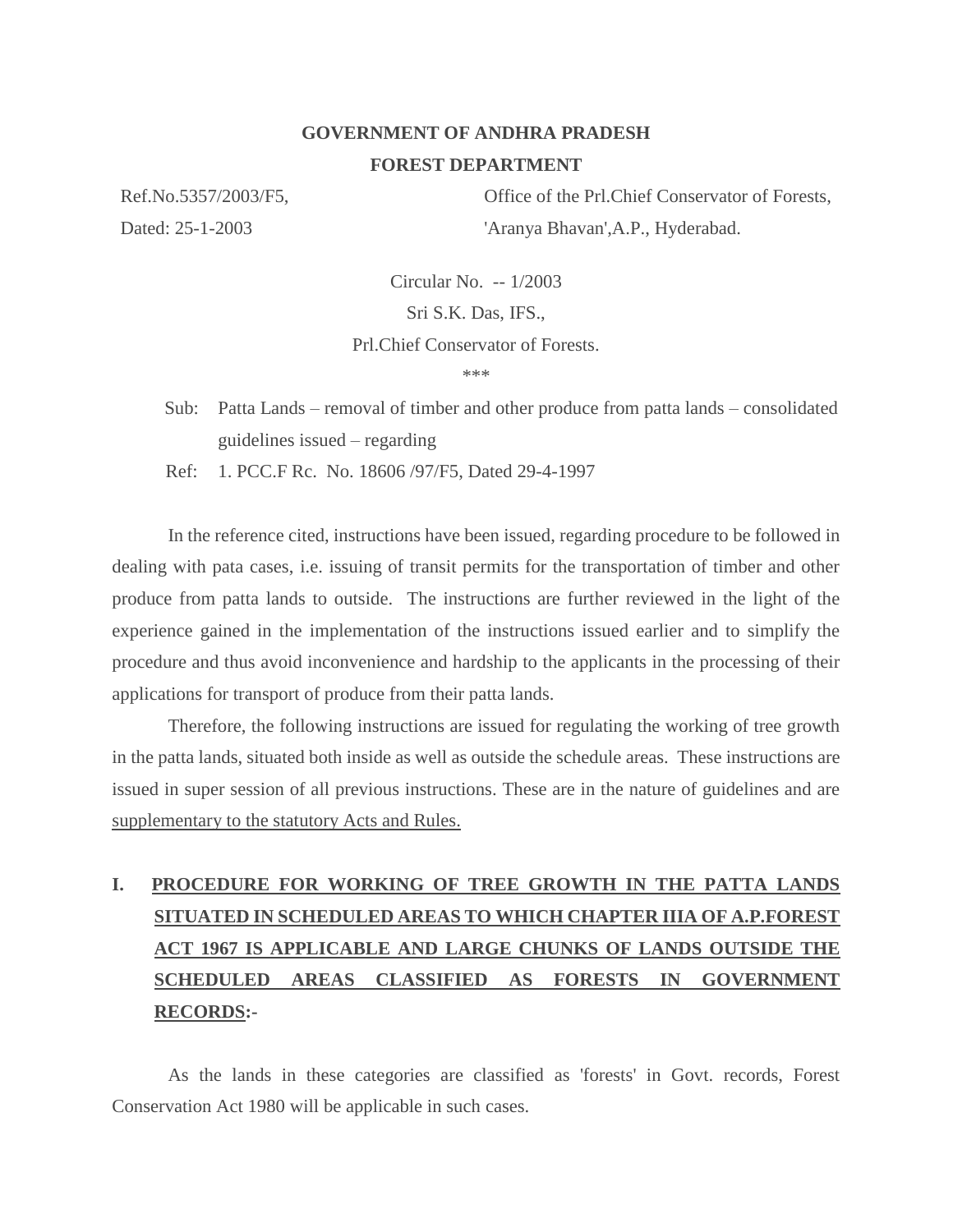**GOVERNMENT OF ANDHRA PRADESH**

**FOREST DEPARTMENT**

Ref.No.5357/2003/F5,
Dated: 25-1-2003

Office of the Prl.Chief Conservator of Forests,
'Aranya Bhavan',A.P., Hyderabad.

Circular No. -- 1/2003

Sri S.K. Das, IFS.,

Prl.Chief Conservator of Forests.

\*\*\*

Sub: Patta Lands – removal of timber and other produce from patta lands – consolidated guidelines issued – regarding

Ref: 1. PCC.F Rc. No. 18606 /97/F5, Dated 29-4-1997

In the reference cited, instructions have been issued, regarding procedure to be followed in dealing with pata cases, i.e. issuing of transit permits for the transportation of timber and other produce from patta lands to outside. The instructions are further reviewed in the light of the experience gained in the implementation of the instructions issued earlier and to simplify the procedure and thus avoid inconvenience and hardship to the applicants in the processing of their applications for transport of produce from their patta lands.

Therefore, the following instructions are issued for regulating the working of tree growth in the patta lands, situated both inside as well as outside the schedule areas. These instructions are issued in super session of all previous instructions. These are in the nature of guidelines and are supplementary to the statutory Acts and Rules.

## I. PROCEDURE FOR WORKING OF TREE GROWTH IN THE PATTA LANDS SITUATED IN SCHEDULED AREAS TO WHICH CHAPTER IIIA OF A.P.FOREST ACT 1967 IS APPLICABLE AND LARGE CHUNKS OF LANDS OUTSIDE THE SCHEDULED AREAS CLASSIFIED AS FORESTS IN GOVERNMENT RECORDS:-

As the lands in these categories are classified as 'forests' in Govt. records, Forest Conservation Act 1980 will be applicable in such cases.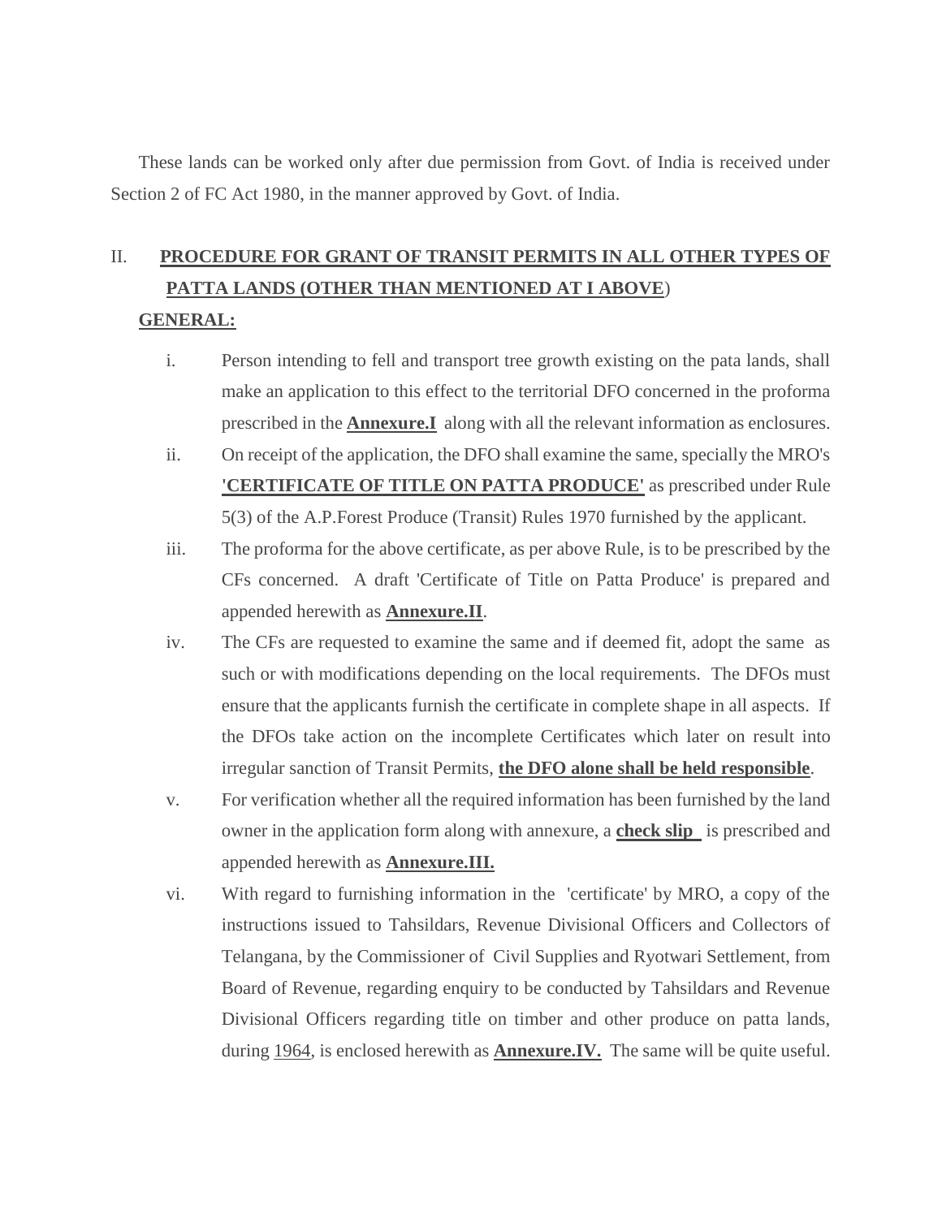These lands can be worked only after due permission from Govt. of India is received under Section 2 of FC Act 1980, in the manner approved by Govt. of India.

## II. PROCEDURE FOR GRANT OF TRANSIT PERMITS IN ALL OTHER TYPES OF PATTA LANDS (OTHER THAN MENTIONED AT I ABOVE)

**GENERAL:**

i. Person intending to fell and transport tree growth existing on the pata lands, shall make an application to this effect to the territorial DFO concerned in the proforma prescribed in the **Annexure.I** along with all the relevant information as enclosures.

ii. On receipt of the application, the DFO shall examine the same, specially the MRO's **'CERTIFICATE OF TITLE ON PATTA PRODUCE'** as prescribed under Rule 5(3) of the A.P.Forest Produce (Transit) Rules 1970 furnished by the applicant.

iii. The proforma for the above certificate, as per above Rule, is to be prescribed by the CFs concerned. A draft 'Certificate of Title on Patta Produce' is prepared and appended herewith as **Annexure.II**.

iv. The CFs are requested to examine the same and if deemed fit, adopt the same as such or with modifications depending on the local requirements. The DFOs must ensure that the applicants furnish the certificate in complete shape in all aspects. If the DFOs take action on the incomplete Certificates which later on result into irregular sanction of Transit Permits, **the DFO alone shall be held responsible**.

v. For verification whether all the required information has been furnished by the land owner in the application form along with annexure, a **check slip** is prescribed and appended herewith as **Annexure.III.**

vi. With regard to furnishing information in the 'certificate' by MRO, a copy of the instructions issued to Tahsildars, Revenue Divisional Officers and Collectors of Telangana, by the Commissioner of Civil Supplies and Ryotwari Settlement, from Board of Revenue, regarding enquiry to be conducted by Tahsildars and Revenue Divisional Officers regarding title on timber and other produce on patta lands, during 1964, is enclosed herewith as **Annexure.IV.** The same will be quite useful.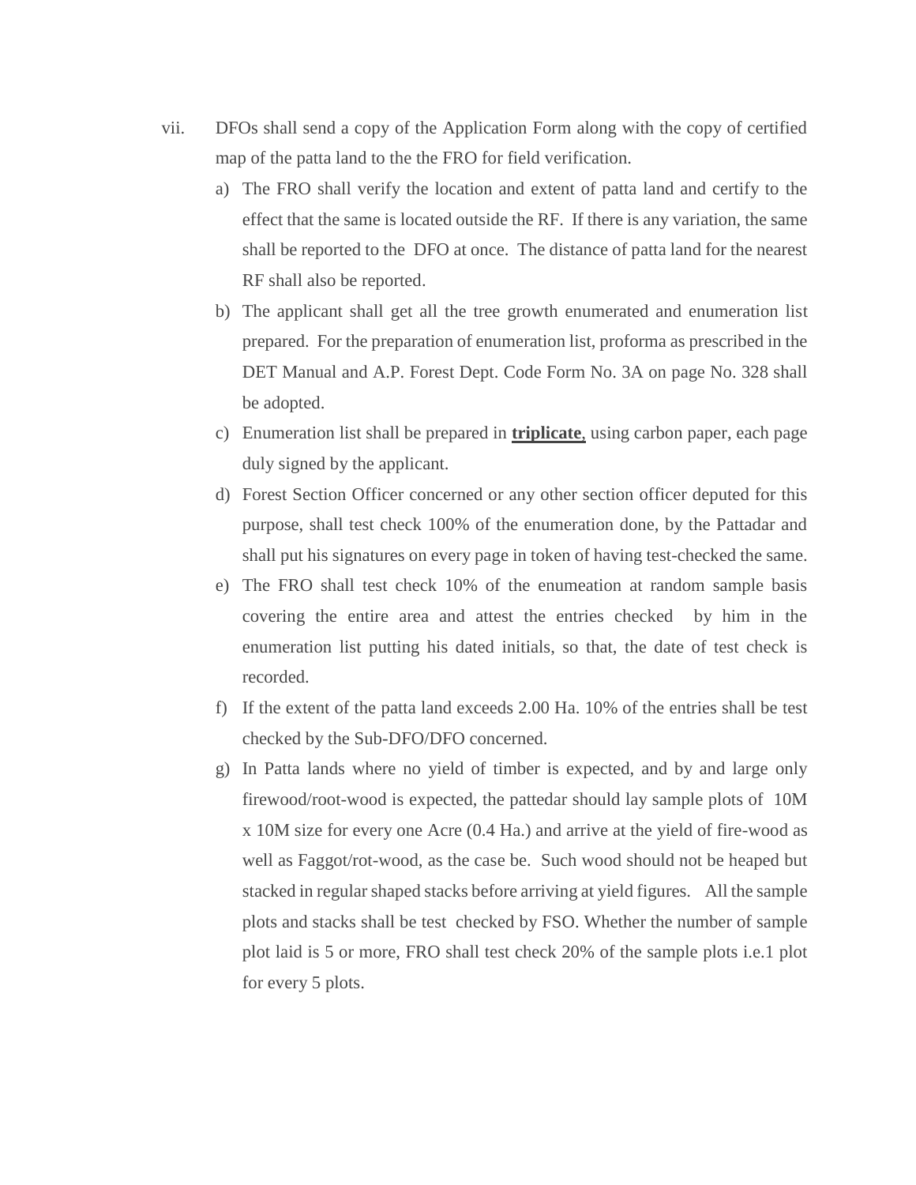vii. DFOs shall send a copy of the Application Form along with the copy of certified map of the patta land to the the FRO for field verification.

a) The FRO shall verify the location and extent of patta land and certify to the effect that the same is located outside the RF. If there is any variation, the same shall be reported to the DFO at once. The distance of patta land for the nearest RF shall also be reported.

b) The applicant shall get all the tree growth enumerated and enumeration list prepared. For the preparation of enumeration list, proforma as prescribed in the DET Manual and A.P. Forest Dept. Code Form No. 3A on page No. 328 shall be adopted.

c) Enumeration list shall be prepared in **triplicate**, using carbon paper, each page duly signed by the applicant.

d) Forest Section Officer concerned or any other section officer deputed for this purpose, shall test check 100% of the enumeration done, by the Pattadar and shall put his signatures on every page in token of having test-checked the same.

e) The FRO shall test check 10% of the enumeation at random sample basis covering the entire area and attest the entries checked by him in the enumeration list putting his dated initials, so that, the date of test check is recorded.

f) If the extent of the patta land exceeds 2.00 Ha. 10% of the entries shall be test checked by the Sub-DFO/DFO concerned.

g) In Patta lands where no yield of timber is expected, and by and large only firewood/root-wood is expected, the pattedar should lay sample plots of 10M x 10M size for every one Acre (0.4 Ha.) and arrive at the yield of fire-wood as well as Faggot/rot-wood, as the case be. Such wood should not be heaped but stacked in regular shaped stacks before arriving at yield figures. All the sample plots and stacks shall be test checked by FSO. Whether the number of sample plot laid is 5 or more, FRO shall test check 20% of the sample plots i.e.1 plot for every 5 plots.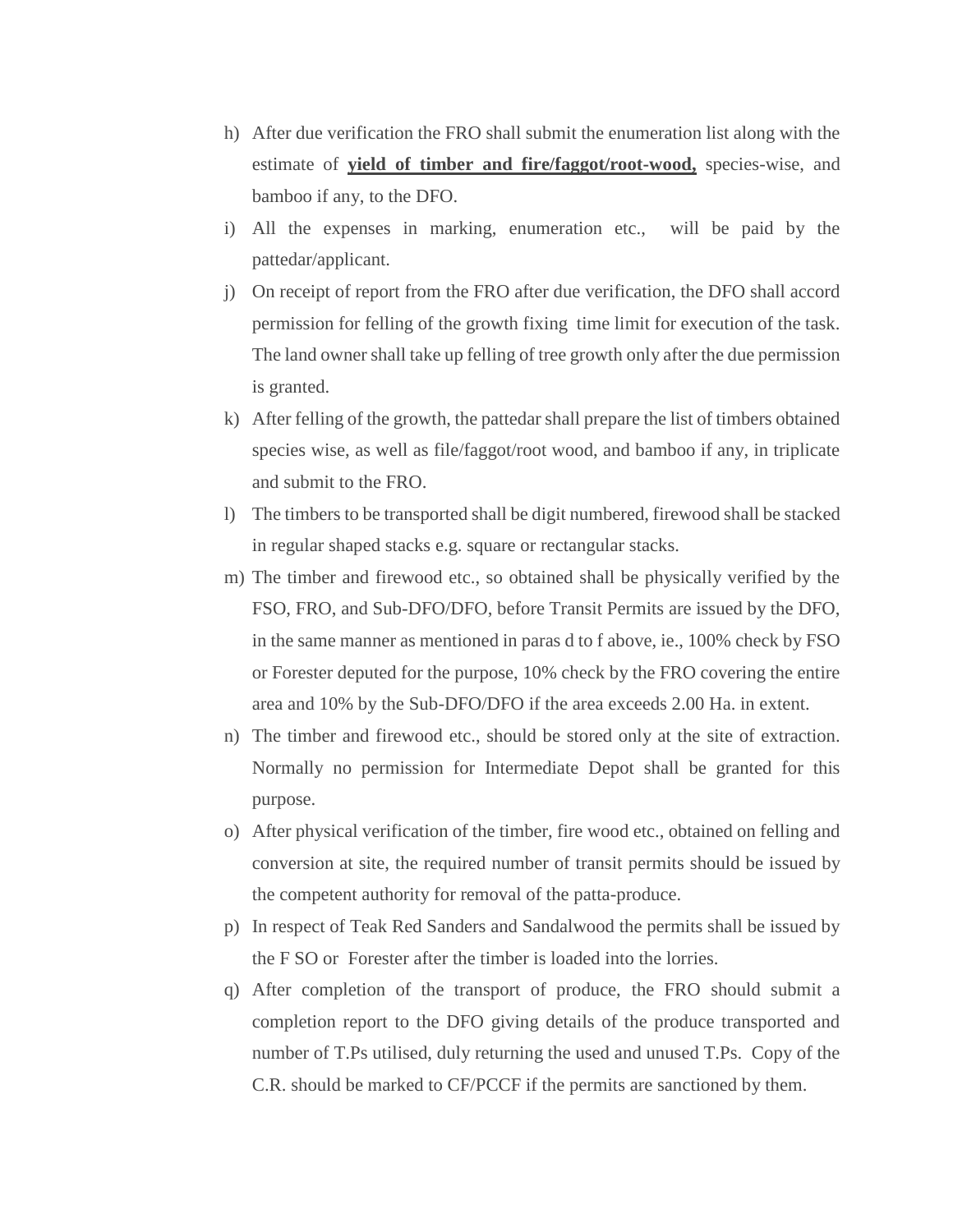h) After due verification the FRO shall submit the enumeration list along with the estimate of **yield of timber and fire/faggot/root-wood,** species-wise, and bamboo if any, to the DFO.

i) All the expenses in marking, enumeration etc., will be paid by the pattedar/applicant.

j) On receipt of report from the FRO after due verification, the DFO shall accord permission for felling of the growth fixing time limit for execution of the task. The land owner shall take up felling of tree growth only after the due permission is granted.

k) After felling of the growth, the pattedar shall prepare the list of timbers obtained species wise, as well as file/faggot/root wood, and bamboo if any, in triplicate and submit to the FRO.

l) The timbers to be transported shall be digit numbered, firewood shall be stacked in regular shaped stacks e.g. square or rectangular stacks.

m) The timber and firewood etc., so obtained shall be physically verified by the FSO, FRO, and Sub-DFO/DFO, before Transit Permits are issued by the DFO, in the same manner as mentioned in paras d to f above, ie., 100% check by FSO or Forester deputed for the purpose, 10% check by the FRO covering the entire area and 10% by the Sub-DFO/DFO if the area exceeds 2.00 Ha. in extent.

n) The timber and firewood etc., should be stored only at the site of extraction. Normally no permission for Intermediate Depot shall be granted for this purpose.

o) After physical verification of the timber, fire wood etc., obtained on felling and conversion at site, the required number of transit permits should be issued by the competent authority for removal of the patta-produce.

p) In respect of Teak Red Sanders and Sandalwood the permits shall be issued by the F SO or Forester after the timber is loaded into the lorries.

q) After completion of the transport of produce, the FRO should submit a completion report to the DFO giving details of the produce transported and number of T.Ps utilised, duly returning the used and unused T.Ps. Copy of the C.R. should be marked to CF/PCCF if the permits are sanctioned by them.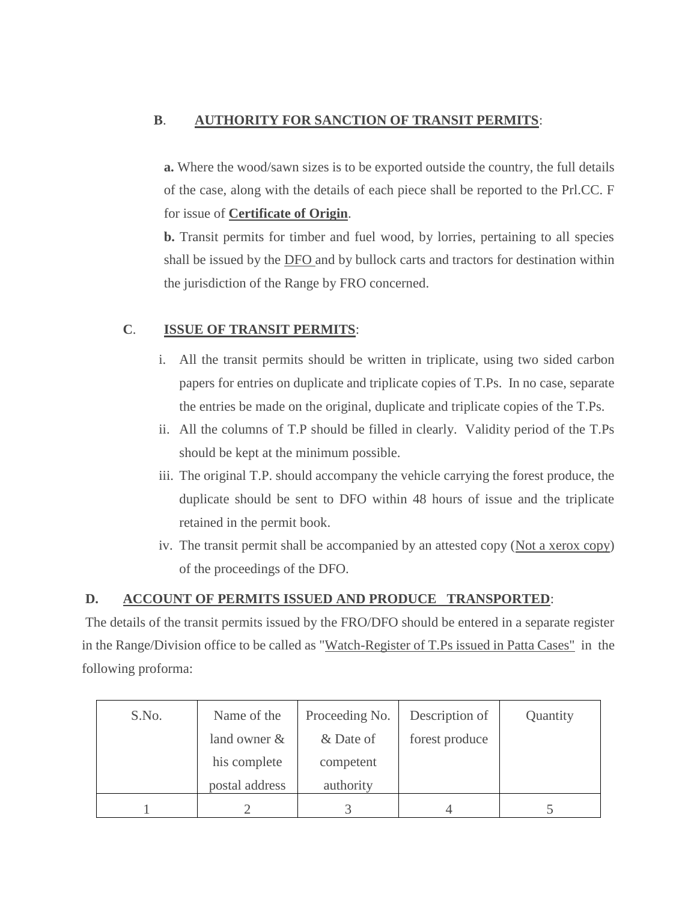**B**. **AUTHORITY FOR SANCTION OF TRANSIT PERMITS**:

**a.** Where the wood/sawn sizes is to be exported outside the country, the full details of the case, along with the details of each piece shall be reported to the Prl.CC. F for issue of **Certificate of Origin**.

**b.** Transit permits for timber and fuel wood, by lorries, pertaining to all species shall be issued by the DFO and by bullock carts and tractors for destination within the jurisdiction of the Range by FRO concerned.

**C**. **ISSUE OF TRANSIT PERMITS**:

i. All the transit permits should be written in triplicate, using two sided carbon papers for entries on duplicate and triplicate copies of T.Ps. In no case, separate the entries be made on the original, duplicate and triplicate copies of the T.Ps.

ii. All the columns of T.P should be filled in clearly. Validity period of the T.Ps should be kept at the minimum possible.

iii. The original T.P. should accompany the vehicle carrying the forest produce, the duplicate should be sent to DFO within 48 hours of issue and the triplicate retained in the permit book.

iv. The transit permit shall be accompanied by an attested copy (Not a xerox copy) of the proceedings of the DFO.

**D. ACCOUNT OF PERMITS ISSUED AND PRODUCE TRANSPORTED**:

The details of the transit permits issued by the FRO/DFO should be entered in a separate register in the Range/Division office to be called as "Watch-Register of T.Ps issued in Patta Cases" in the following proforma:

| S.No. | Name of the land owner & his complete postal address | Proceeding No. & Date of competent authority | Description of forest produce | Quantity |
|---|---|---|---|---|
| 1 | 2 | 3 | 4 | 5 |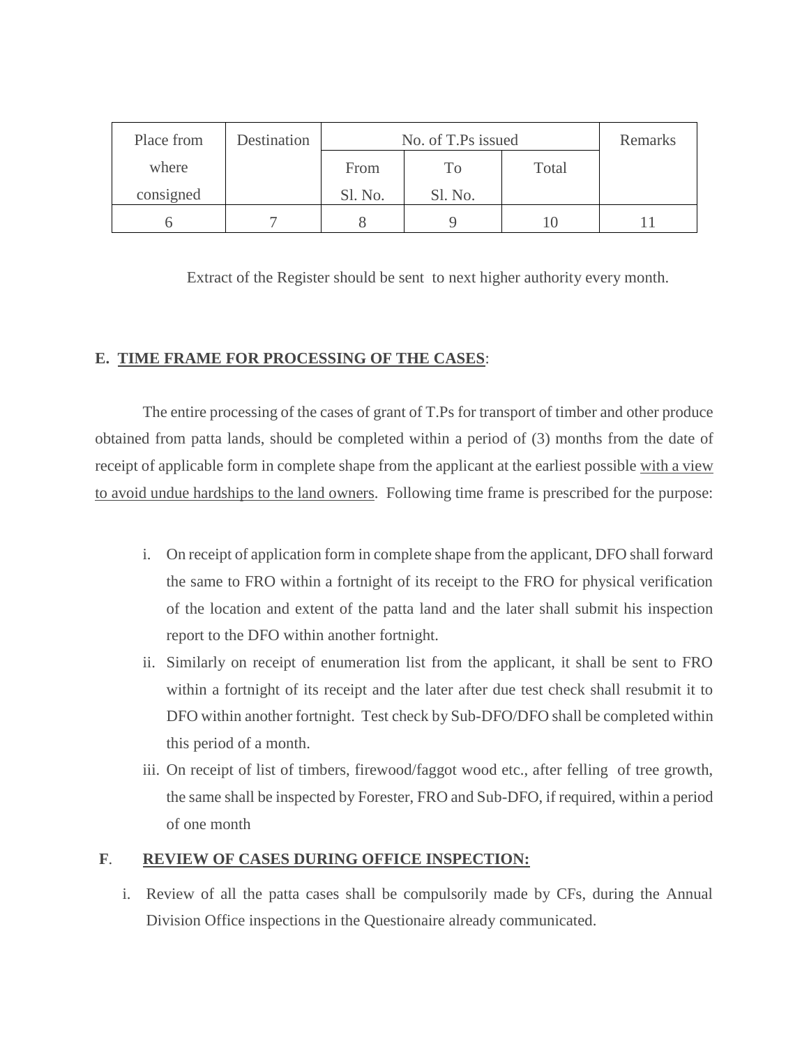| Place from where consigned | Destination | No. of T.Ps issued | | | Remarks |
|---|---|---|---|---|---|
| | | From Sl. No. | To Sl. No. | Total | |
| 6 | 7 | 8 | 9 | 10 | 11 |

Extract of the Register should be sent to next higher authority every month.

**E. <u>TIME FRAME FOR PROCESSING OF THE CASES</u>**:

The entire processing of the cases of grant of T.Ps for transport of timber and other produce obtained from patta lands, should be completed within a period of (3) months from the date of receipt of applicable form in complete shape from the applicant at the earliest possible <u>with a view to avoid undue hardships to the land owners</u>. Following time frame is prescribed for the purpose:

i. On receipt of application form in complete shape from the applicant, DFO shall forward the same to FRO within a fortnight of its receipt to the FRO for physical verification of the location and extent of the patta land and the later shall submit his inspection report to the DFO within another fortnight.
ii. Similarly on receipt of enumeration list from the applicant, it shall be sent to FRO within a fortnight of its receipt and the later after due test check shall resubmit it to DFO within another fortnight. Test check by Sub-DFO/DFO shall be completed within this period of a month.
iii. On receipt of list of timbers, firewood/faggot wood etc., after felling of tree growth, the same shall be inspected by Forester, FRO and Sub-DFO, if required, within a period of one month

**F**. **<u>REVIEW OF CASES DURING OFFICE INSPECTION:</u>**

i. Review of all the patta cases shall be compulsorily made by CFs, during the Annual Division Office inspections in the Questionaire already communicated.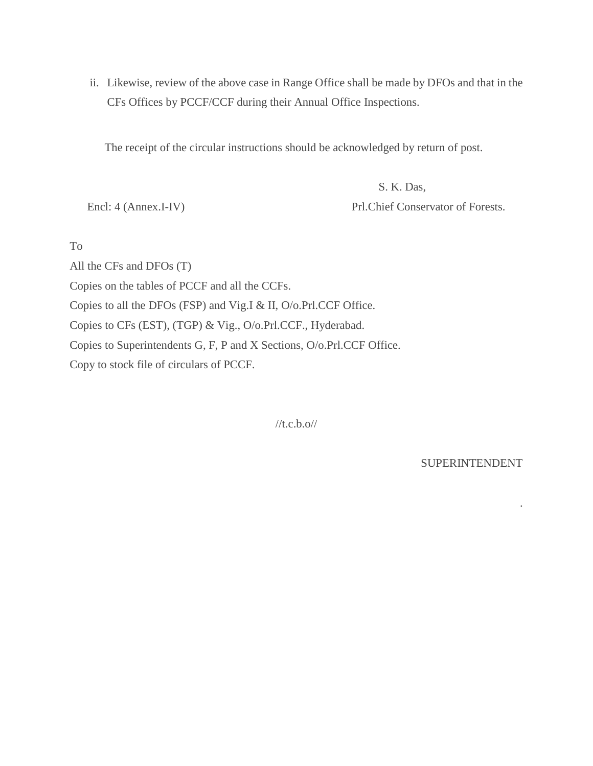ii. Likewise, review of the above case in Range Office shall be made by DFOs and that in the CFs Offices by PCCF/CCF during their Annual Office Inspections.

The receipt of the circular instructions should be acknowledged by return of post.

S. K. Das,

Encl: 4 (Annex.I-IV) Prl.Chief Conservator of Forests.

To

All the CFs and DFOs (T)

Copies on the tables of PCCF and all the CCFs.

Copies to all the DFOs (FSP) and Vig.I & II, O/o.Prl.CCF Office.

Copies to CFs (EST), (TGP) & Vig., O/o.Prl.CCF., Hyderabad.

Copies to Superintendents G, F, P and X Sections, O/o.Prl.CCF Office.

Copy to stock file of circulars of PCCF.

//t.c.b.o//

SUPERINTENDENT

.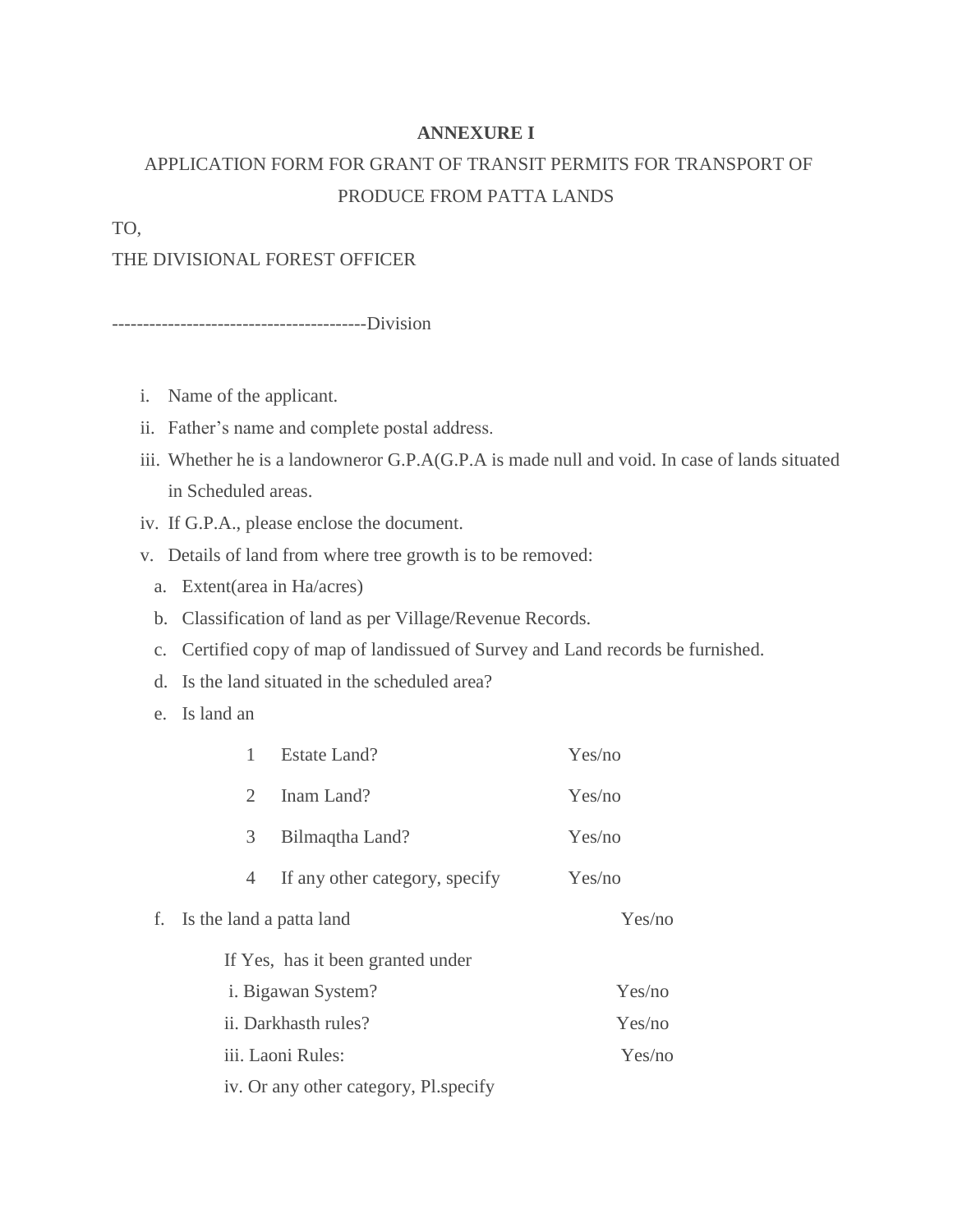**ANNEXURE I**

APPLICATION FORM FOR GRANT OF TRANSIT PERMITS FOR TRANSPORT OF PRODUCE FROM PATTA LANDS

TO,

THE DIVISIONAL FOREST OFFICER

-----------------------------------------Division

i. Name of the applicant.
ii. Father's name and complete postal address.
iii. Whether he is a landowneror G.P.A(G.P.A is made null and void. In case of lands situated in Scheduled areas.
iv. If G.P.A., please enclose the document.
v. Details of land from where tree growth is to be removed:
   a. Extent(area in Ha/acres)
   b. Classification of land as per Village/Revenue Records.
   c. Certified copy of map of landissued of Survey and Land records be furnished.
   d. Is the land situated in the scheduled area?
   e. Is land an

| | | |
|---|---|---|
| 1 | Estate Land? | Yes/no |
| 2 | Inam Land? | Yes/no |
| 3 | Bilmaqtha Land? | Yes/no |
| 4 | If any other category, specify | Yes/no |

   f. Is the land a patta land Yes/no

   If Yes, has it been granted under

   i. Bigawan System? Yes/no

   ii. Darkhasth rules? Yes/no

   iii. Laoni Rules: Yes/no

   iv. Or any other category, Pl.specify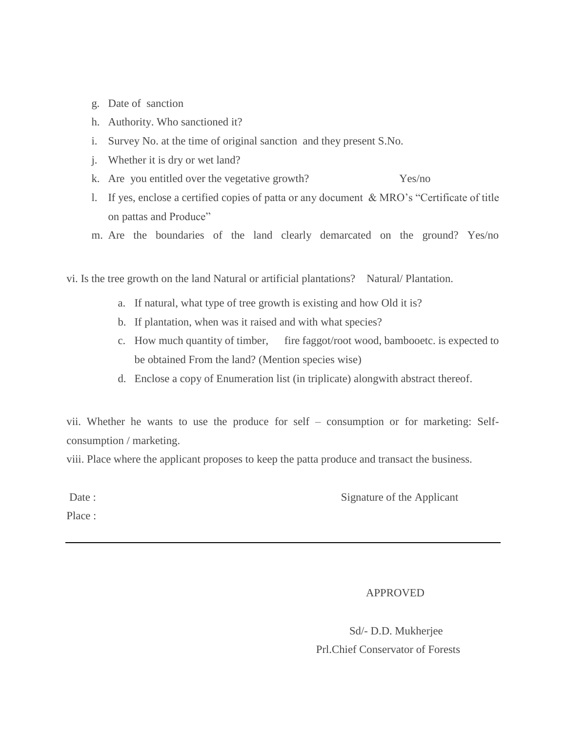g. Date of sanction
h. Authority. Who sanctioned it?
i. Survey No. at the time of original sanction and they present S.No.
j. Whether it is dry or wet land?
k. Are you entitled over the vegetative growth? Yes/no
l. If yes, enclose a certified copies of patta or any document & MRO's "Certificate of title on pattas and Produce"
m. Are the boundaries of the land clearly demarcated on the ground? Yes/no

vi. Is the tree growth on the land Natural or artificial plantations? Natural/ Plantation.

a. If natural, what type of tree growth is existing and how Old it is?
b. If plantation, when was it raised and with what species?
c. How much quantity of timber, fire faggot/root wood, bambooetc. is expected to be obtained From the land? (Mention species wise)
d. Enclose a copy of Enumeration list (in triplicate) alongwith abstract thereof.

vii. Whether he wants to use the produce for self – consumption or for marketing: Self-consumption / marketing.

viii. Place where the applicant proposes to keep the patta produce and transact the business.

Date : Signature of the Applicant

Place :

---

APPROVED

Sd/- D.D. Mukherjee

Prl.Chief Conservator of Forests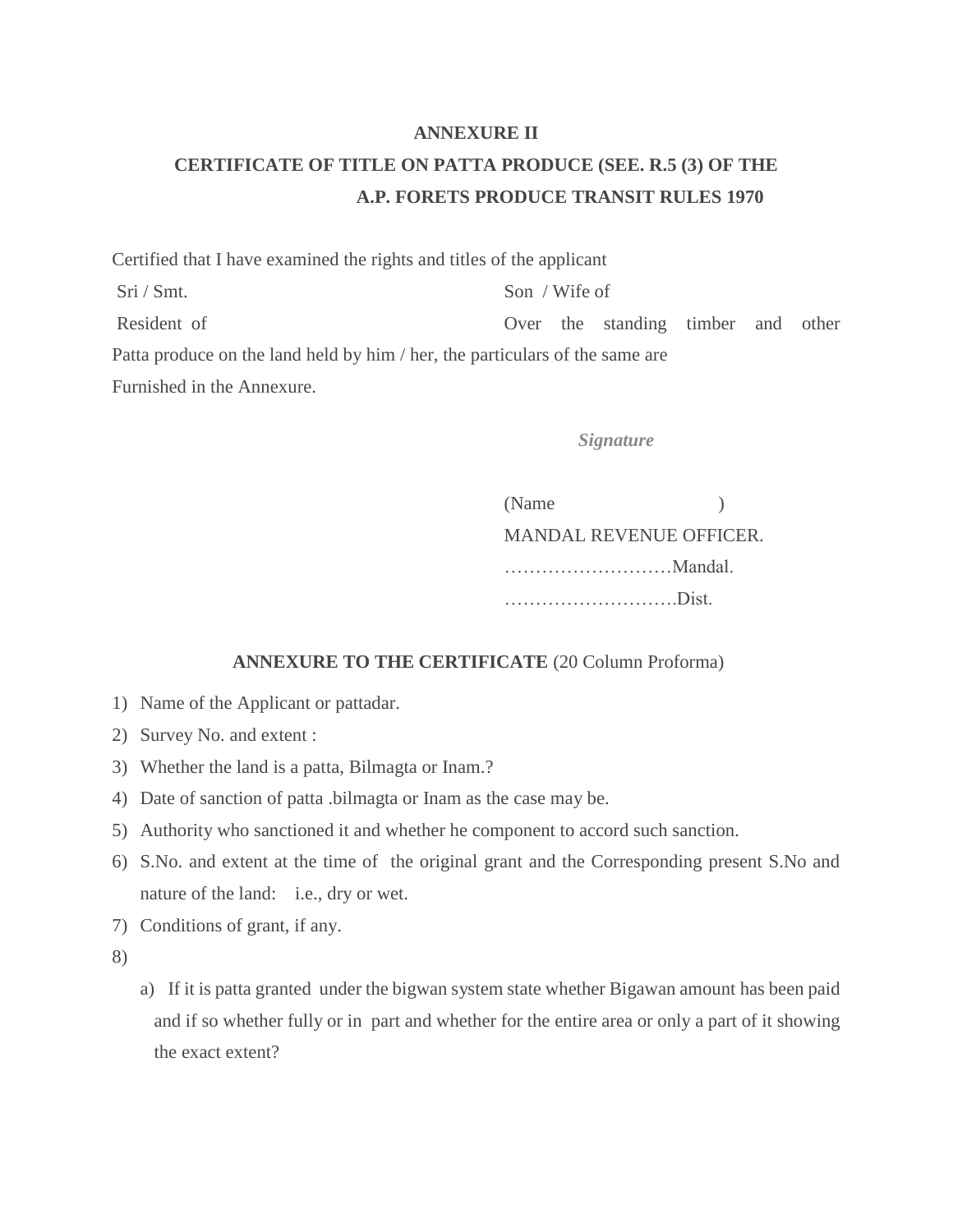# ANNEXURE II

## CERTIFICATE OF TITLE ON PATTA PRODUCE (SEE. R.5 (3) OF THE A.P. FORETS PRODUCE TRANSIT RULES 1970

Certified that I have examined the rights and titles of the applicant Sri / Smt. Son / Wife of Resident of Over the standing timber and other Patta produce on the land held by him / her, the particulars of the same are Furnished in the Annexure.

***Signature***

(Name )
MANDAL REVENUE OFFICER.
………………………Mandal.
……………………….Dist.

**ANNEXURE TO THE CERTIFICATE** (20 Column Proforma)

1) Name of the Applicant or pattadar.
2) Survey No. and extent :
3) Whether the land is a patta, Bilmagta or Inam.?
4) Date of sanction of patta .bilmagta or Inam as the case may be.
5) Authority who sanctioned it and whether he component to accord such sanction.
6) S.No. and extent at the time of the original grant and the Corresponding present S.No and nature of the land: i.e., dry or wet.
7) Conditions of grant, if any.
8)
   a) If it is patta granted under the bigwan system state whether Bigawan amount has been paid and if so whether fully or in part and whether for the entire area or only a part of it showing the exact extent?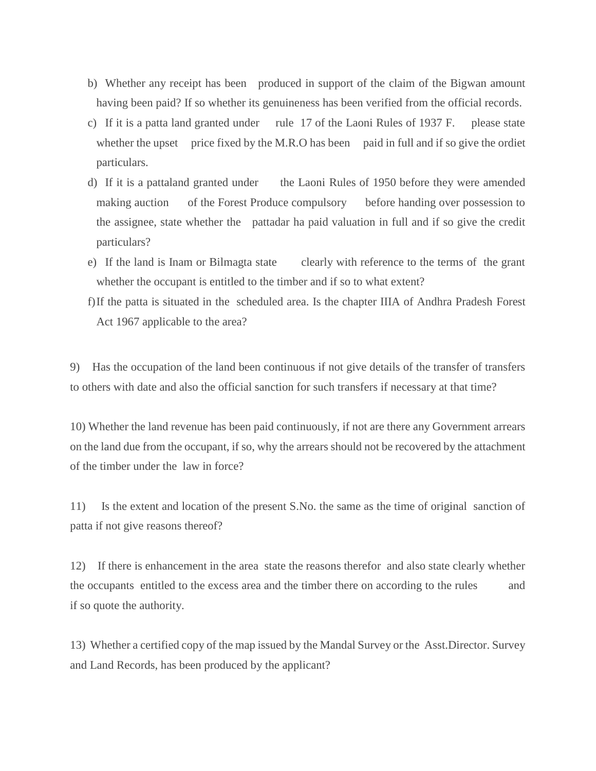b) Whether any receipt has been produced in support of the claim of the Bigwan amount having been paid? If so whether its genuineness has been verified from the official records.

c) If it is a patta land granted under rule 17 of the Laoni Rules of 1937 F. please state whether the upset price fixed by the M.R.O has been paid in full and if so give the ordiet particulars.

d) If it is a pattaland granted under the Laoni Rules of 1950 before they were amended making auction of the Forest Produce compulsory before handing over possession to the assignee, state whether the pattadar ha paid valuation in full and if so give the credit particulars?

e) If the land is Inam or Bilmagta state clearly with reference to the terms of the grant whether the occupant is entitled to the timber and if so to what extent?

f) If the patta is situated in the scheduled area. Is the chapter IIIA of Andhra Pradesh Forest Act 1967 applicable to the area?

9) Has the occupation of the land been continuous if not give details of the transfer of transfers to others with date and also the official sanction for such transfers if necessary at that time?

10) Whether the land revenue has been paid continuously, if not are there any Government arrears on the land due from the occupant, if so, why the arrears should not be recovered by the attachment of the timber under the law in force?

11) Is the extent and location of the present S.No. the same as the time of original sanction of patta if not give reasons thereof?

12) If there is enhancement in the area state the reasons therefor and also state clearly whether the occupants entitled to the excess area and the timber there on according to the rules and if so quote the authority.

13) Whether a certified copy of the map issued by the Mandal Survey or the Asst.Director. Survey and Land Records, has been produced by the applicant?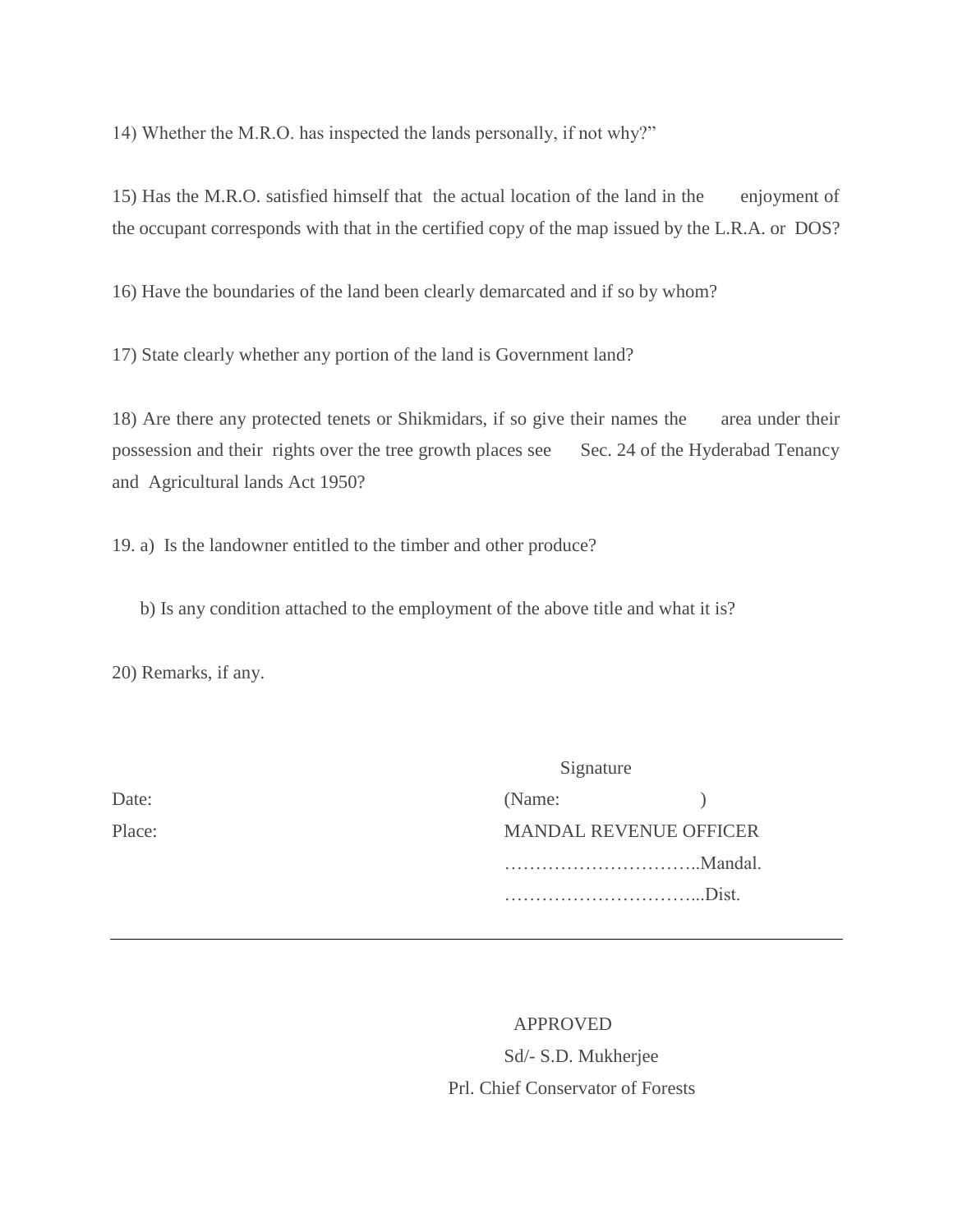14) Whether the M.R.O. has inspected the lands personally, if not why?”

15) Has the M.R.O. satisfied himself that the actual location of the land in the enjoyment of the occupant corresponds with that in the certified copy of the map issued by the L.R.A. or DOS?

16) Have the boundaries of the land been clearly demarcated and if so by whom?

17) State clearly whether any portion of the land is Government land?

18) Are there any protected tenets or Shikmidars, if so give their names the area under their possession and their rights over the tree growth places see Sec. 24 of the Hyderabad Tenancy and Agricultural lands Act 1950?

19. a) Is the landowner entitled to the timber and other produce?

b) Is any condition attached to the employment of the above title and what it is?

20) Remarks, if any.

Signature

Date: (Name: )

Place: MANDAL REVENUE OFFICER

…………………………..Mandal.

…………………………...Dist.

---

APPROVED

Sd/- S.D. Mukherjee

Prl. Chief Conservator of Forests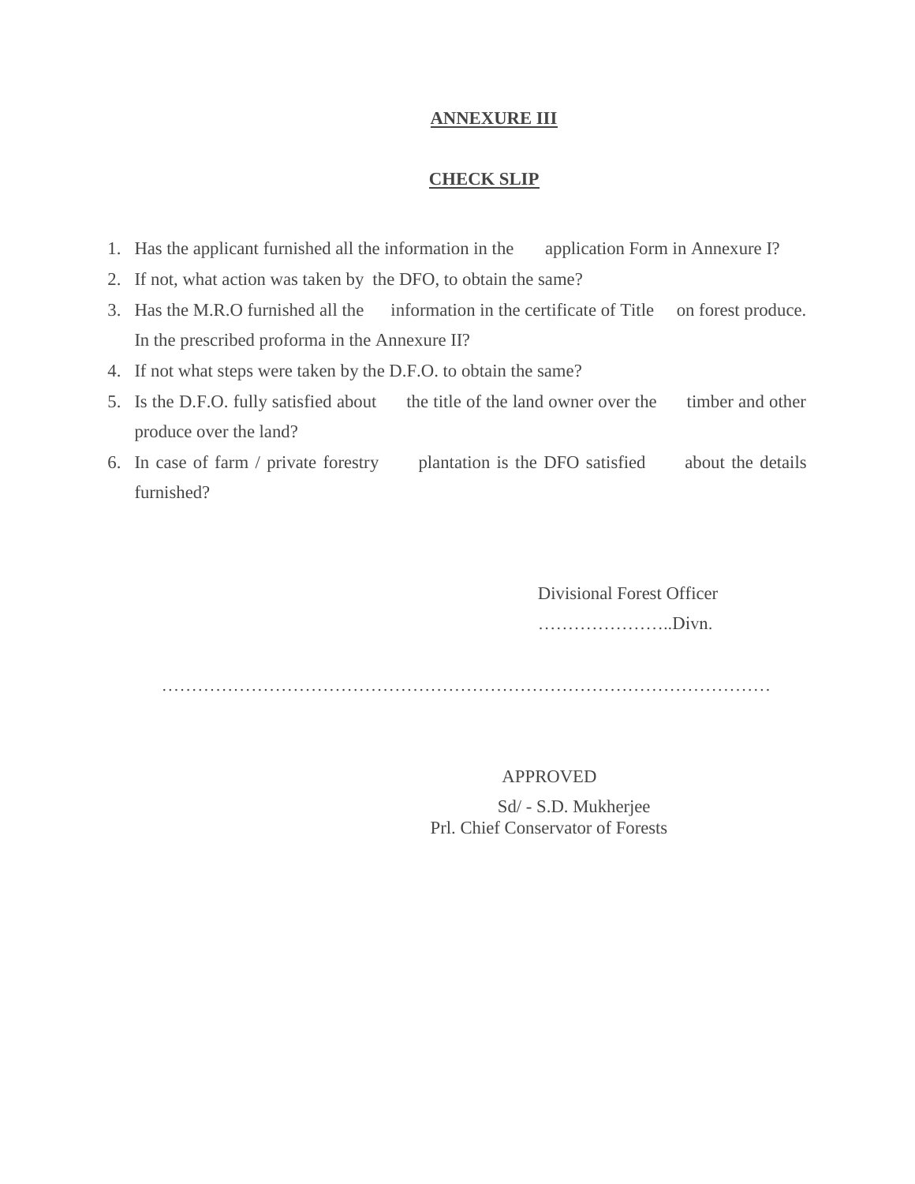**ANNEXURE III**

**CHECK SLIP**

1. Has the applicant furnished all the information in the application Form in Annexure I?
2. If not, what action was taken by the DFO, to obtain the same?
3. Has the M.R.O furnished all the information in the certificate of Title on forest produce. In the prescribed proforma in the Annexure II?
4. If not what steps were taken by the D.F.O. to obtain the same?
5. Is the D.F.O. fully satisfied about the title of the land owner over the timber and other produce over the land?
6. In case of farm / private forestry plantation is the DFO satisfied about the details furnished?

Divisional Forest Officer

…………………..Divn.

……………………………………………………………………………………

APPROVED

Sd/ - S.D. Mukherjee

Prl. Chief Conservator of Forests